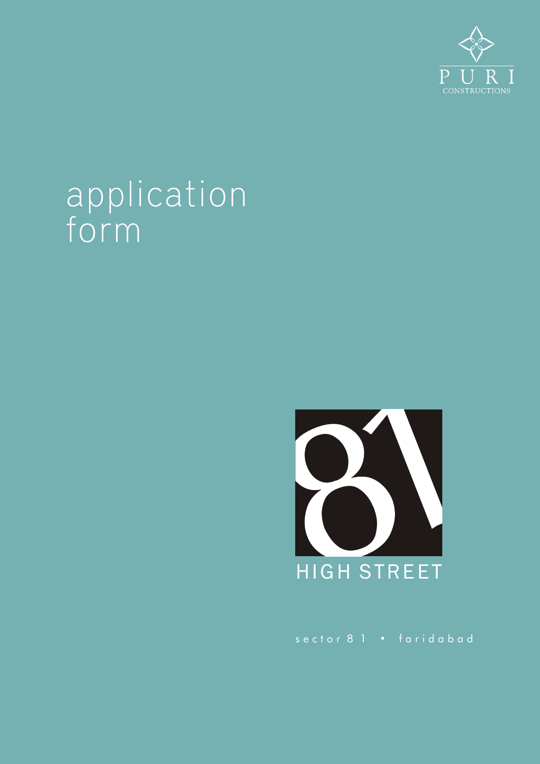PURI

CONSTRUCTIONS

# application form

81

HIGH STREET

sector 81 • faridabad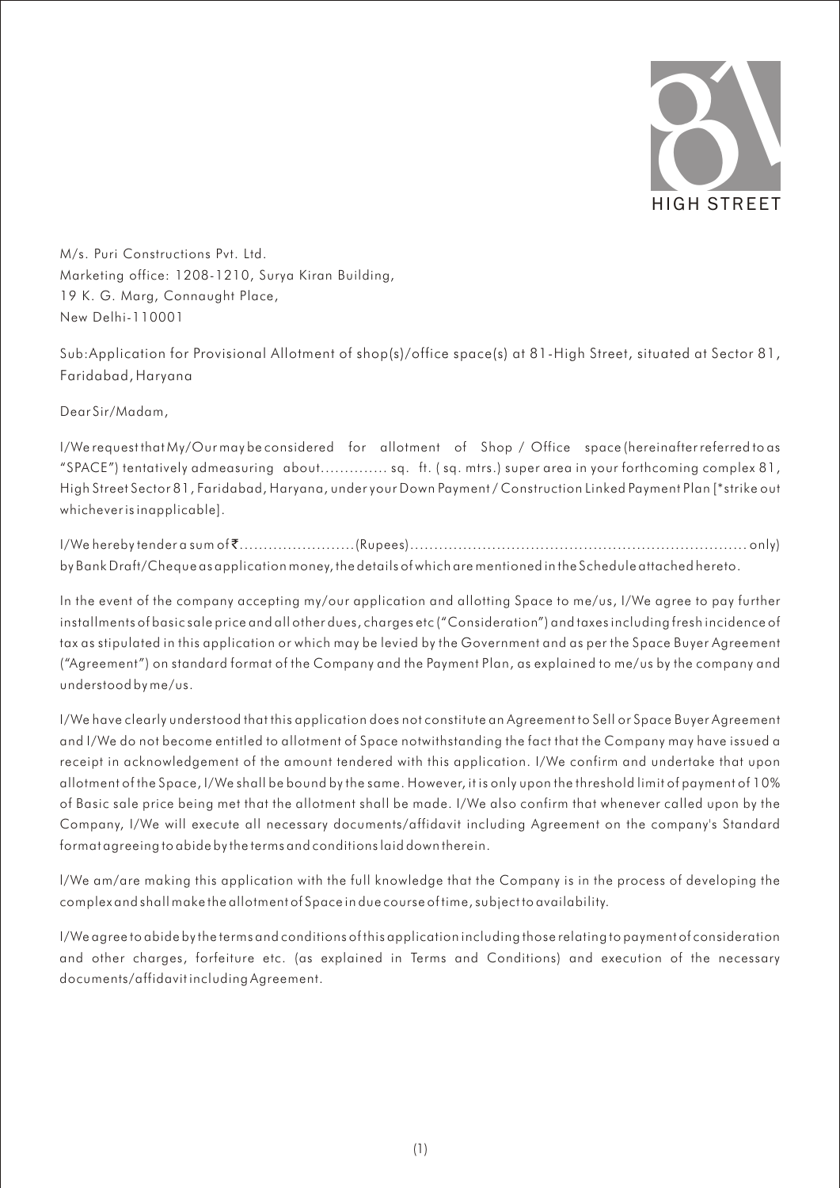M/s. Puri Constructions Pvt. Ltd.
Marketing office: 1208-1210, Surya Kiran Building,
19 K. G. Marg, Connaught Place,
New Delhi-110001

Sub:Application for Provisional Allotment of shop(s)/office space(s) at 81-High Street, situated at Sector 81, Faridabad, Haryana

Dear Sir/Madam,

I/We request that My/Our may be considered for allotment of Shop / Office space (hereinafter referred to as "SPACE") tentatively admeasuring about............. sq. ft. ( sq. mtrs.) super area in your forthcoming complex 81, High Street Sector 81, Faridabad, Haryana, under your Down Payment / Construction Linked Payment Plan [*strike out whichever is inapplicable].

I/We hereby tender a sum of ₹........................(Rupees)..................................................................... only) by Bank Draft/Cheque as application money, the details of which are mentioned in the Schedule attached hereto.

In the event of the company accepting my/our application and allotting Space to me/us, I/We agree to pay further installments of basic sale price and all other dues, charges etc ("Consideration") and taxes including fresh incidence of tax as stipulated in this application or which may be levied by the Government and as per the Space Buyer Agreement ("Agreement") on standard format of the Company and the Payment Plan, as explained to me/us by the company and understood by me/us.

I/We have clearly understood that this application does not constitute an Agreement to Sell or Space Buyer Agreement and I/We do not become entitled to allotment of Space notwithstanding the fact that the Company may have issued a receipt in acknowledgement of the amount tendered with this application. I/We confirm and undertake that upon allotment of the Space, I/We shall be bound by the same. However, it is only upon the threshold limit of payment of 10% of Basic sale price being met that the allotment shall be made. I/We also confirm that whenever called upon by the Company, I/We will execute all necessary documents/affidavit including Agreement on the company's Standard format agreeing to abide by the terms and conditions laid down therein.

I/We am/are making this application with the full knowledge that the Company is in the process of developing the complex and shall make the allotment of Space in due course of time, subject to availability.

I/We agree to abide by the terms and conditions of this application including those relating to payment of consideration and other charges, forfeiture etc. (as explained in Terms and Conditions) and execution of the necessary documents/affidavit including Agreement.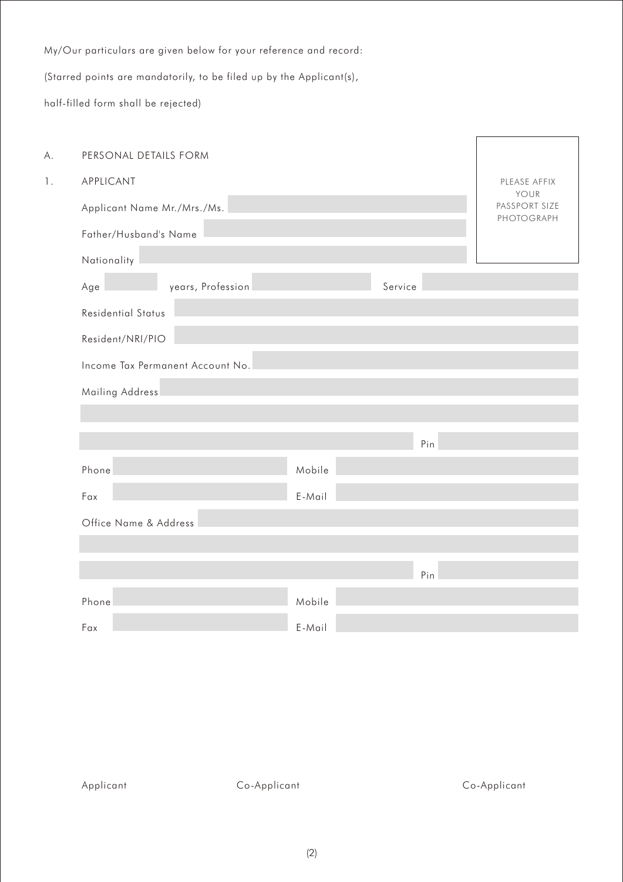My/Our particulars are given below for your reference and record:

(Starred points are mandatorily, to be filed up by the Applicant(s),

half-filled form shall be rejected)

A. PERSONAL DETAILS FORM

1. APPLICANT

PLEASE AFFIX YOUR PASSPORT SIZE PHOTOGRAPH

Applicant Name Mr./Mrs./Ms.

Father/Husband's Name

Nationality

Age years, Profession Service

Residential Status

Resident/NRI/PIO

Income Tax Permanent Account No.

Mailing Address

Pin

Phone Mobile

Fax E-Mail

Office Name & Address

Pin

Phone Mobile

Fax E-Mail

Applicant Co-Applicant Co-Applicant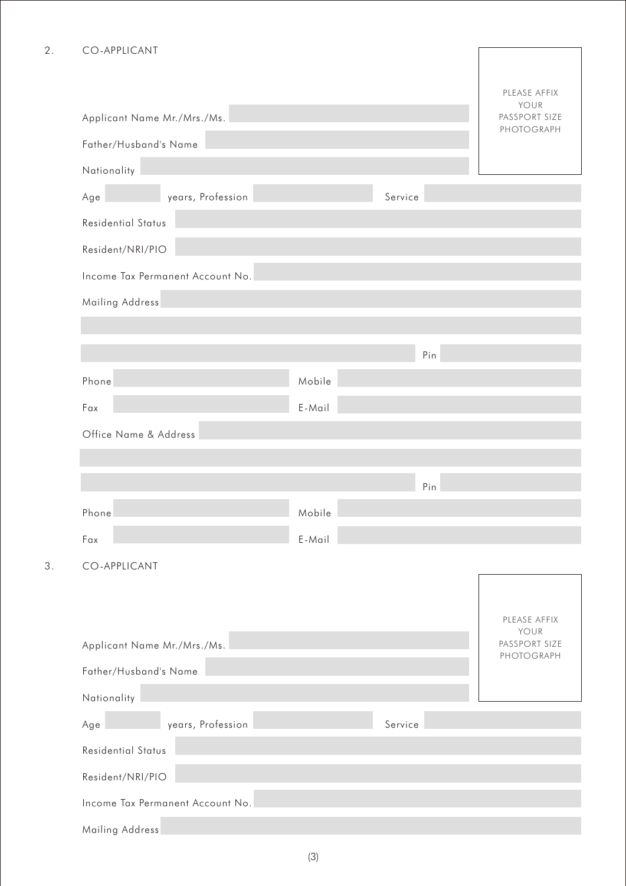## 2. CO-APPLICANT

PLEASE AFFIX YOUR PASSPORT SIZE PHOTOGRAPH

Applicant Name Mr./Mrs./Ms.

Father/Husband's Name

Nationality

Age years, Profession Service

Residential Status

Resident/NRI/PIO

Income Tax Permanent Account No.

Mailing Address

Pin

Phone Mobile

Fax E-Mail

Office Name & Address

Pin

Phone Mobile

Fax E-Mail

## 3. CO-APPLICANT

PLEASE AFFIX YOUR PASSPORT SIZE PHOTOGRAPH

Applicant Name Mr./Mrs./Ms.

Father/Husband's Name

Nationality

Age years, Profession Service

Residential Status

Resident/NRI/PIO

Income Tax Permanent Account No.

Mailing Address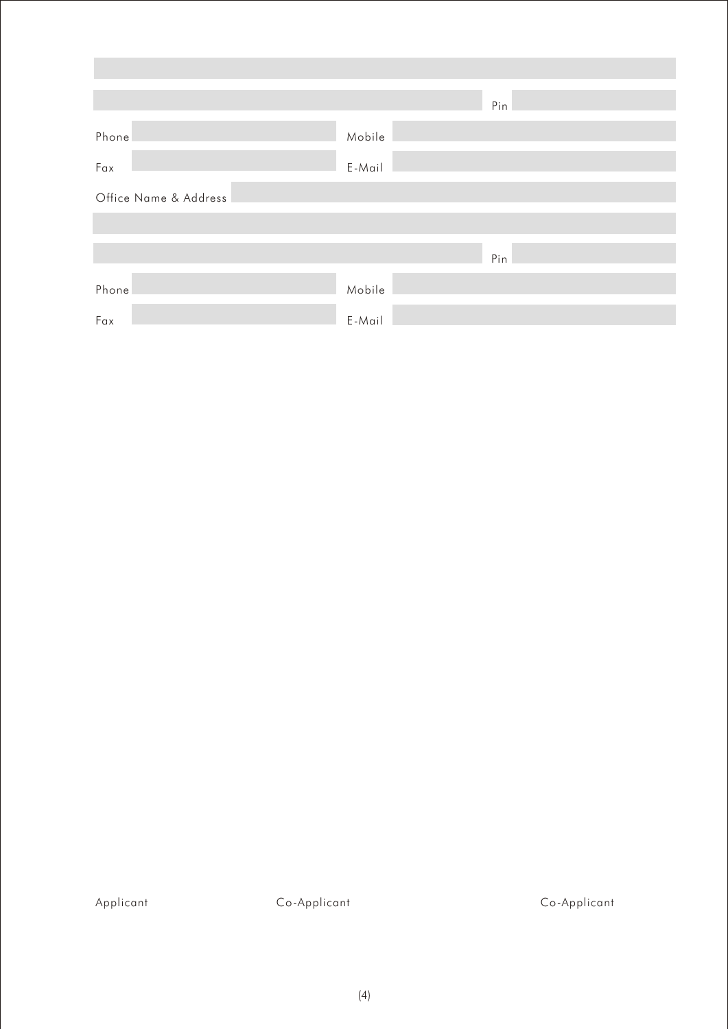Pin

Phone

Mobile

Fax

E-Mail

Office Name & Address

Pin

Phone

Mobile

Fax

E-Mail

Applicant

Co-Applicant

Co-Applicant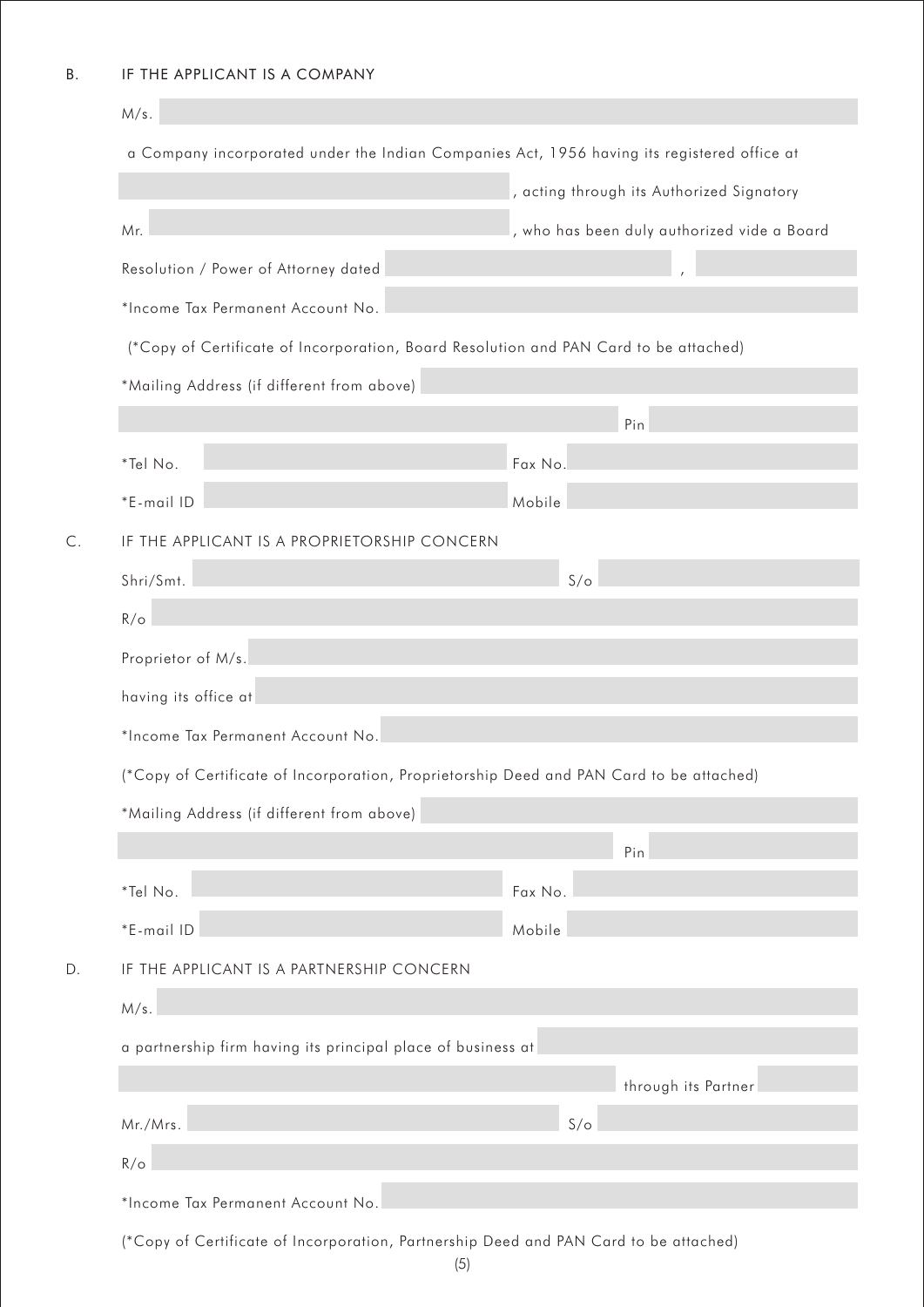B. IF THE APPLICANT IS A COMPANY

M/s. ____________________

a Company incorporated under the Indian Companies Act, 1956 having its registered office at

____________________, acting through its Authorized Signatory

Mr. ____________________, who has been duly authorized vide a Board

Resolution / Power of Attorney dated ____________________, ____________________

*Income Tax Permanent Account No. ____________________

(*Copy of Certificate of Incorporation, Board Resolution and PAN Card to be attached)

*Mailing Address (if different from above) ____________________

____________________ Pin ____________________

*Tel No. ____________________ Fax No. ____________________

*E-mail ID ____________________ Mobile ____________________

C. IF THE APPLICANT IS A PROPRIETORSHIP CONCERN

Shri/Smt. ____________________ S/o ____________________

R/o ____________________

Proprietor of M/s. ____________________

having its office at ____________________

*Income Tax Permanent Account No. ____________________

(*Copy of Certificate of Incorporation, Proprietorship Deed and PAN Card to be attached)

*Mailing Address (if different from above) ____________________

____________________ Pin ____________________

*Tel No. ____________________ Fax No. ____________________

*E-mail ID ____________________ Mobile ____________________

D. IF THE APPLICANT IS A PARTNERSHIP CONCERN

M/s. ____________________

a partnership firm having its principal place of business at ____________________

____________________ through its Partner ____________________

Mr./Mrs. ____________________ S/o ____________________

R/o ____________________

*Income Tax Permanent Account No. ____________________

(*Copy of Certificate of Incorporation, Partnership Deed and PAN Card to be attached)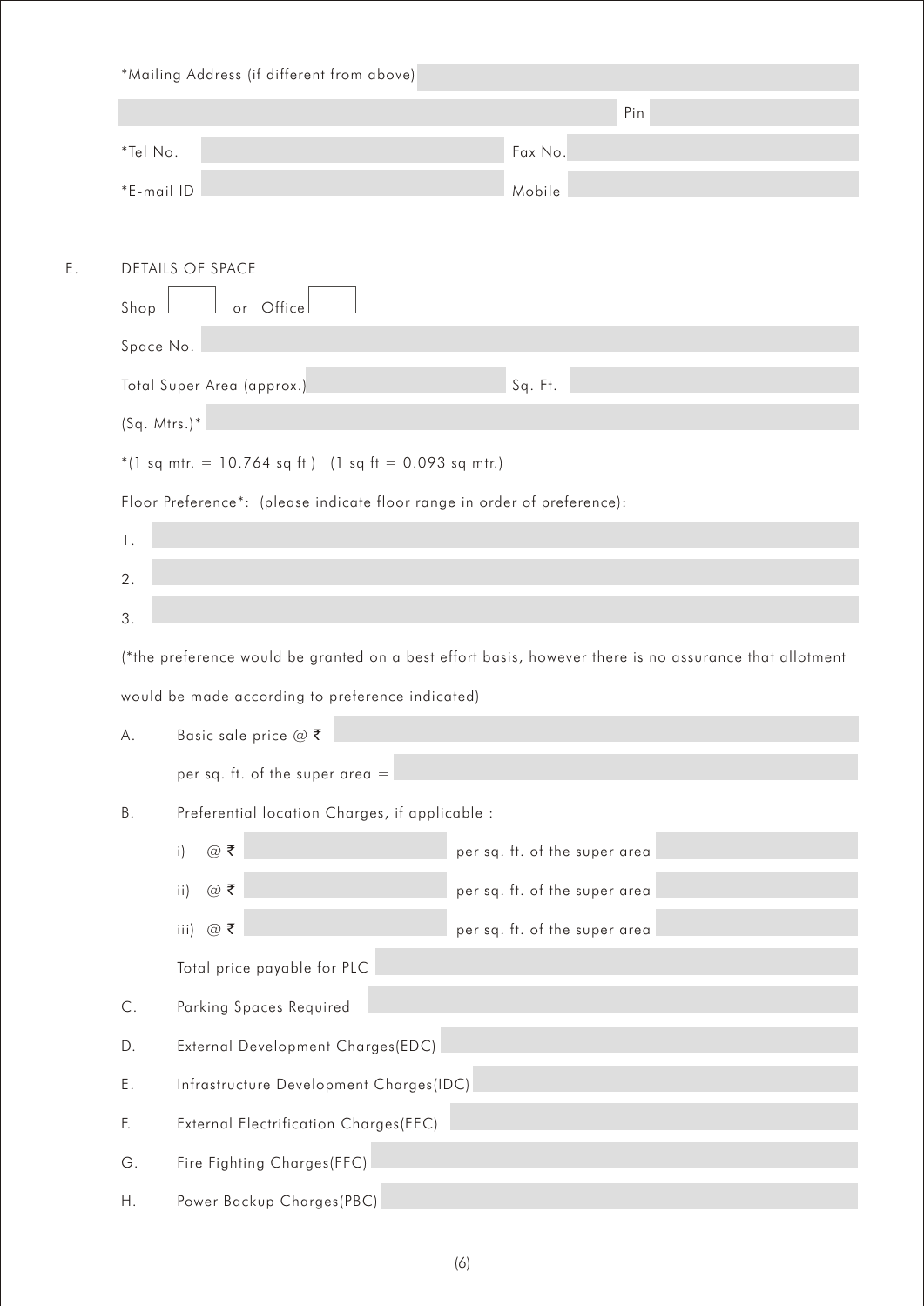*Mailing Address (if different from above)

Pin

*Tel No. Fax No.

*E-mail ID Mobile

E. DETAILS OF SPACE

Shop ☐ or Office ☐

Space No.

Total Super Area (approx.) Sq. Ft.

(Sq. Mtrs.)*

*(1 sq mtr. = 10.764 sq ft ) (1 sq ft = 0.093 sq mtr.)

Floor Preference*: (please indicate floor range in order of preference):

1.

2.

3.

(*the preference would be granted on a best effort basis, however there is no assurance that allotment would be made according to preference indicated)

A. Basic sale price @ ₹

per sq. ft. of the super area =

B. Preferential location Charges, if applicable :

i) @ ₹ per sq. ft. of the super area

ii) @ ₹ per sq. ft. of the super area

iii) @ ₹ per sq. ft. of the super area

Total price payable for PLC

C. Parking Spaces Required

D. External Development Charges(EDC)

E. Infrastructure Development Charges(IDC)

F. External Electrification Charges(EEC)

G. Fire Fighting Charges(FFC)

H. Power Backup Charges(PBC)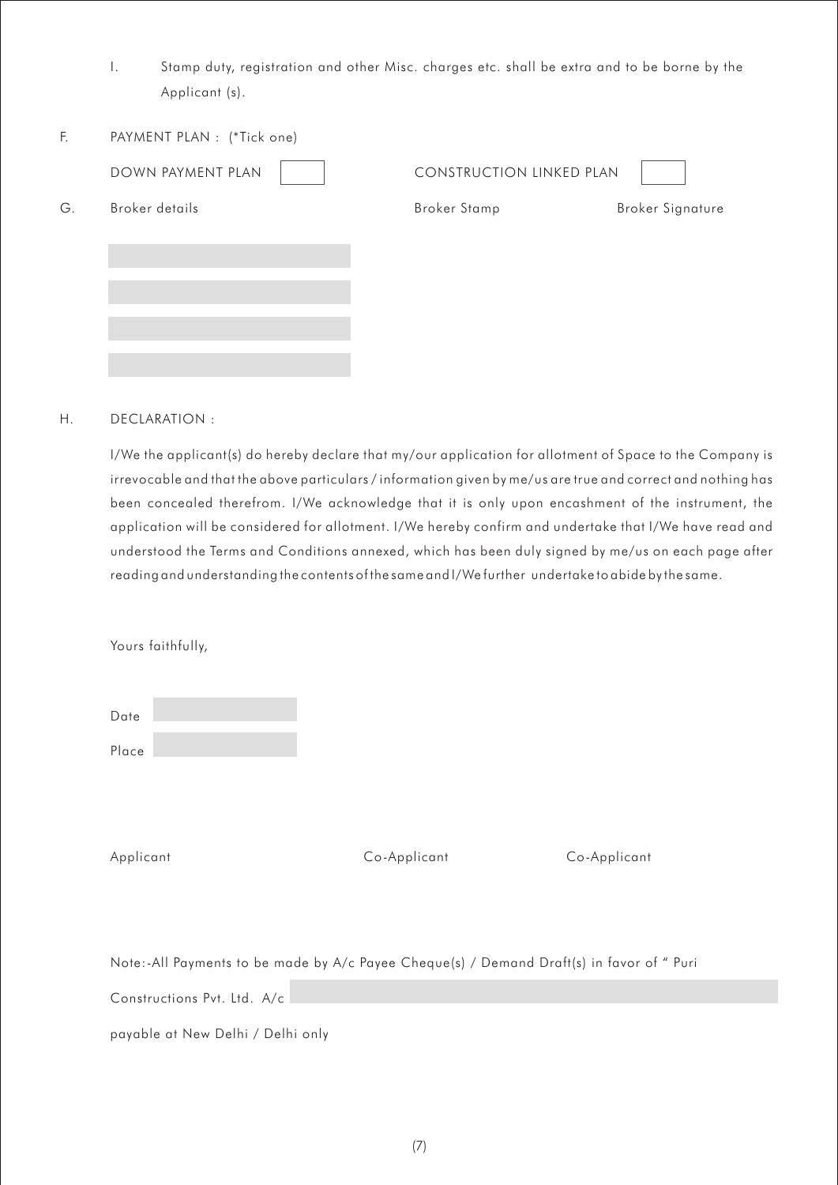I. Stamp duty, registration and other Misc. charges etc. shall be extra and to be borne by the Applicant (s).

F. PAYMENT PLAN : (*Tick one)

DOWN PAYMENT PLAN [ ] CONSTRUCTION LINKED PLAN [ ]

G. Broker details Broker Stamp Broker Signature

H. DECLARATION :

I/We the applicant(s) do hereby declare that my/our application for allotment of Space to the Company is irrevocable and that the above particulars / information given by me/us are true and correct and nothing has been concealed therefrom. I/We acknowledge that it is only upon encashment of the instrument, the application will be considered for allotment. I/We hereby confirm and undertake that I/We have read and understood the Terms and Conditions annexed, which has been duly signed by me/us on each page after reading and understanding the contents of the same and I/We further undertake to abide by the same.

Yours faithfully,

Date

Place

Applicant Co-Applicant Co-Applicant

Note:-All Payments to be made by A/c Payee Cheque(s) / Demand Draft(s) in favor of " Puri Constructions Pvt. Ltd. A/c

payable at New Delhi / Delhi only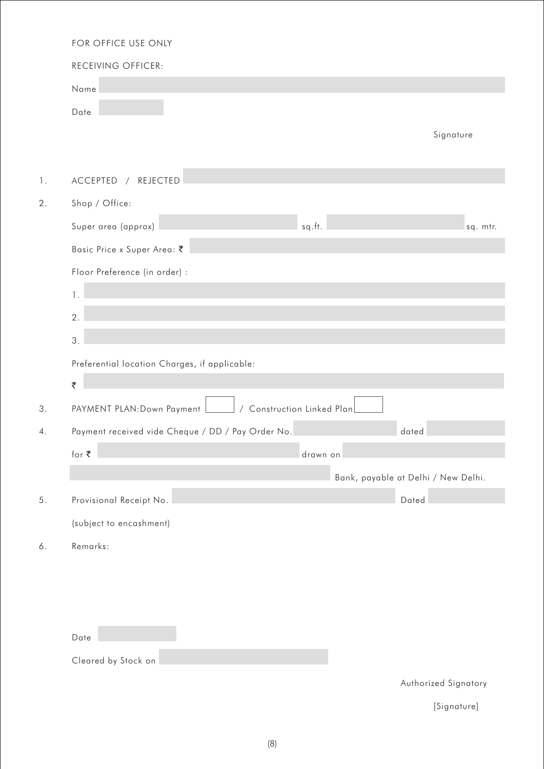FOR OFFICE USE ONLY

RECEIVING OFFICER:

Name

Date

Signature

1. ACCEPTED / REJECTED

2. Shop / Office:

   Super area (approx) sq.ft. sq. mtr.

   Basic Price x Super Area: ₹

   Floor Preference (in order) :

   1.

   2.

   3.

   Preferential location Charges, if applicable:

   ₹

3. PAYMENT PLAN:Down Payment ☐ / Construction Linked Plan ☐

4. Payment received vide Cheque / DD / Pay Order No. dated

   for ₹ drawn on

   Bank, payable at Delhi / New Delhi.

5. Provisional Receipt No. Dated

   (subject to encashment)

6. Remarks:

Date

Cleared by Stock on

Authorized Signatory

[Signature]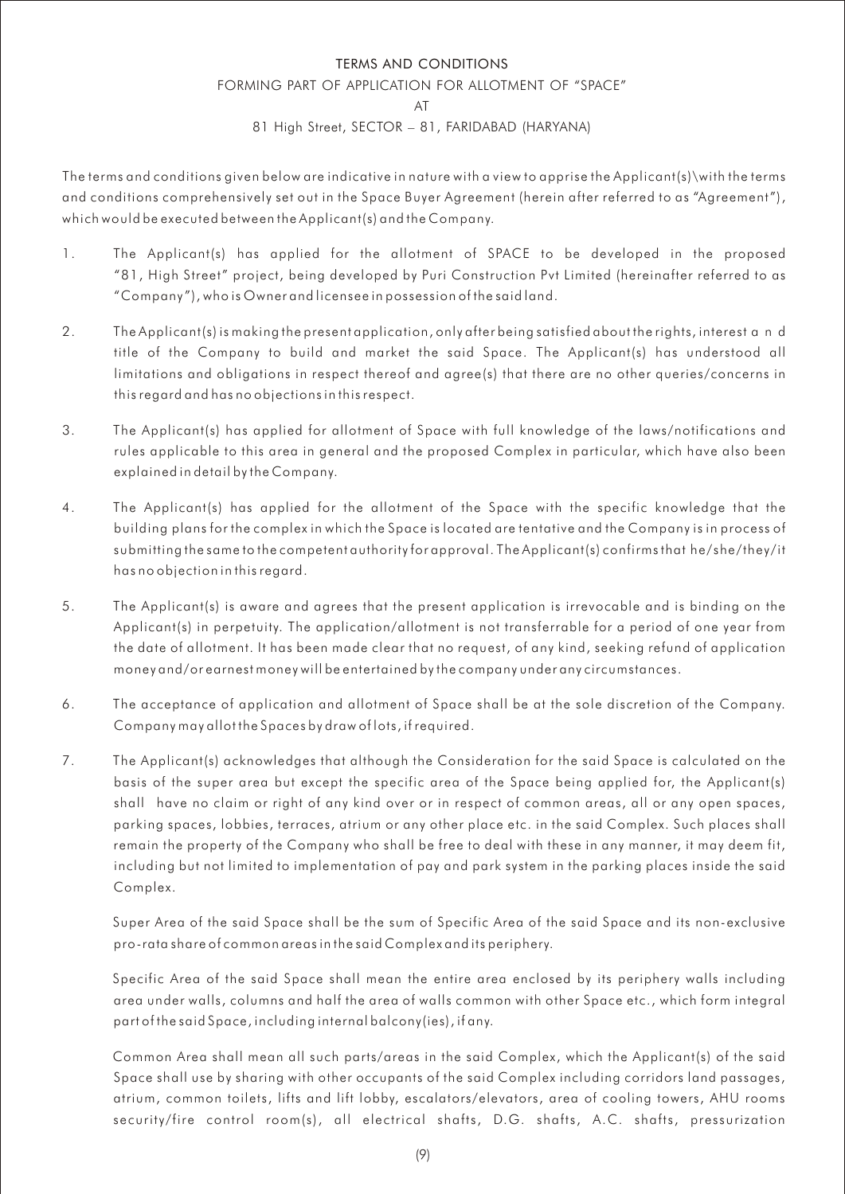# TERMS AND CONDITIONS

## FORMING PART OF APPLICATION FOR ALLOTMENT OF "SPACE"

## AT

## 81 High Street, SECTOR – 81, FARIDABAD (HARYANA)

The terms and conditions given below are indicative in nature with a view to apprise the Applicant(s)\with the terms and conditions comprehensively set out in the Space Buyer Agreement (herein after referred to as "Agreement"), which would be executed between the Applicant(s) and the Company.

1. The Applicant(s) has applied for the allotment of SPACE to be developed in the proposed "81, High Street" project, being developed by Puri Construction Pvt Limited (hereinafter referred to as "Company"), who is Owner and licensee in possession of the said land.

2. The Applicant(s) is making the present application, only after being satisfied about the rights, interest a n d title of the Company to build and market the said Space. The Applicant(s) has understood all limitations and obligations in respect thereof and agree(s) that there are no other queries/concerns in this regard and has no objections in this respect.

3. The Applicant(s) has applied for allotment of Space with full knowledge of the laws/notifications and rules applicable to this area in general and the proposed Complex in particular, which have also been explained in detail by the Company.

4. The Applicant(s) has applied for the allotment of the Space with the specific knowledge that the building plans for the complex in which the Space is located are tentative and the Company is in process of submitting the same to the competent authority for approval. The Applicant(s) confirms that he/she/they/it has no objection in this regard.

5. The Applicant(s) is aware and agrees that the present application is irrevocable and is binding on the Applicant(s) in perpetuity. The application/allotment is not transferrable for a period of one year from the date of allotment. It has been made clear that no request, of any kind, seeking refund of application money and/or earnest money will be entertained by the company under any circumstances.

6. The acceptance of application and allotment of Space shall be at the sole discretion of the Company. Company may allot the Spaces by draw of lots, if required.

7. The Applicant(s) acknowledges that although the Consideration for the said Space is calculated on the basis of the super area but except the specific area of the Space being applied for, the Applicant(s) shall have no claim or right of any kind over or in respect of common areas, all or any open spaces, parking spaces, lobbies, terraces, atrium or any other place etc. in the said Complex. Such places shall remain the property of the Company who shall be free to deal with these in any manner, it may deem fit, including but not limited to implementation of pay and park system in the parking places inside the said Complex.

   Super Area of the said Space shall be the sum of Specific Area of the said Space and its non-exclusive pro-rata share of common areas in the said Complex and its periphery.

   Specific Area of the said Space shall mean the entire area enclosed by its periphery walls including area under walls, columns and half the area of walls common with other Space etc., which form integral part of the said Space, including internal balcony(ies), if any.

   Common Area shall mean all such parts/areas in the said Complex, which the Applicant(s) of the said Space shall use by sharing with other occupants of the said Complex including corridors land passages, atrium, common toilets, lifts and lift lobby, escalators/elevators, area of cooling towers, AHU rooms security/fire control room(s), all electrical shafts, D.G. shafts, A.C. shafts, pressurization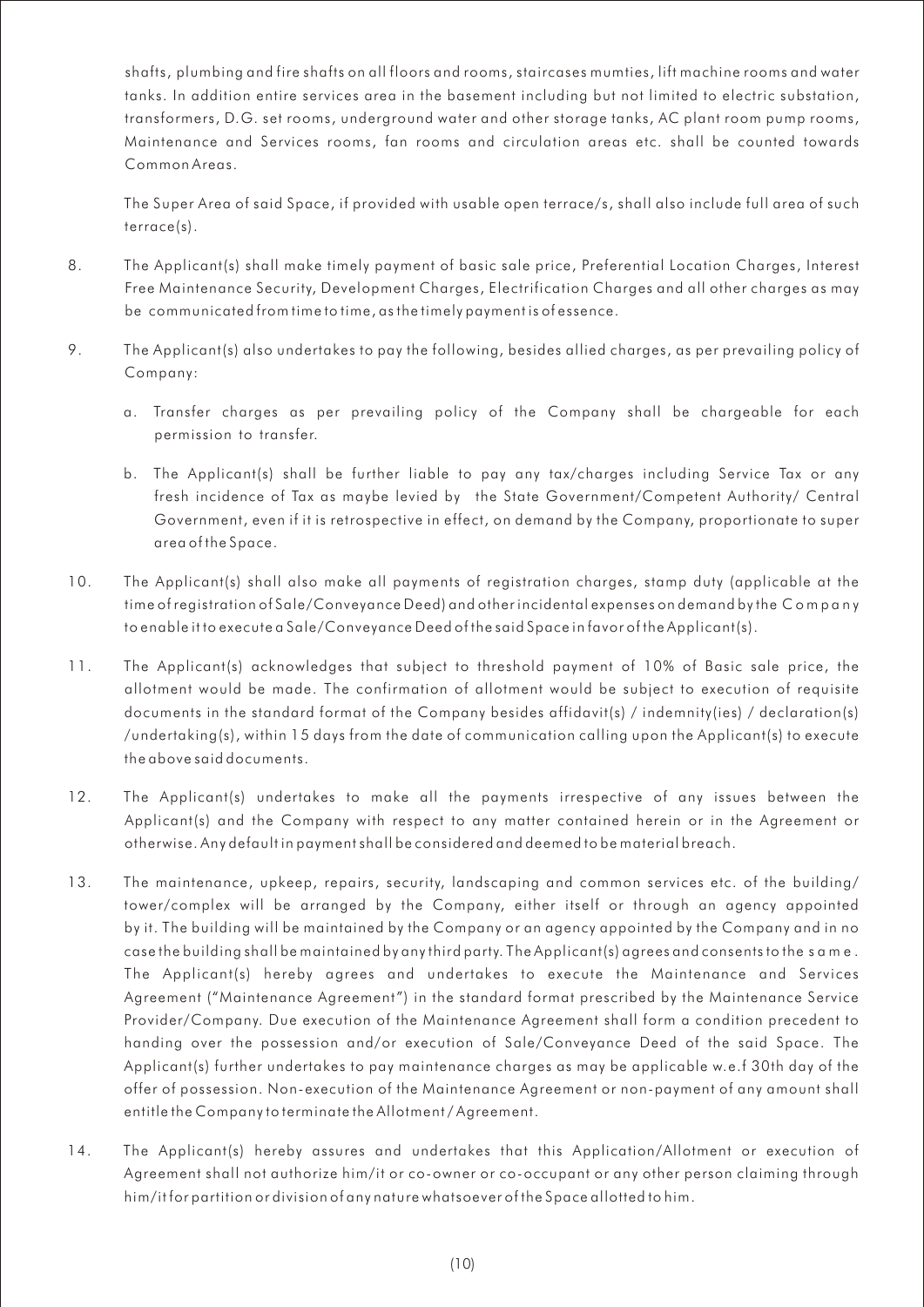shafts, plumbing and fire shafts on all floors and rooms, staircases mumties, lift machine rooms and water tanks. In addition entire services area in the basement including but not limited to electric substation, transformers, D.G. set rooms, underground water and other storage tanks, AC plant room pump rooms, Maintenance and Services rooms, fan rooms and circulation areas etc. shall be counted towards Common Areas.

The Super Area of said Space, if provided with usable open terrace/s, shall also include full area of such terrace(s).

8. The Applicant(s) shall make timely payment of basic sale price, Preferential Location Charges, Interest Free Maintenance Security, Development Charges, Electrification Charges and all other charges as may be communicated from time to time, as the timely payment is of essence.

9. The Applicant(s) also undertakes to pay the following, besides allied charges, as per prevailing policy of Company:

   a. Transfer charges as per prevailing policy of the Company shall be chargeable for each permission to transfer.

   b. The Applicant(s) shall be further liable to pay any tax/charges including Service Tax or any fresh incidence of Tax as maybe levied by the State Government/Competent Authority/ Central Government, even if it is retrospective in effect, on demand by the Company, proportionate to super area of the Space.

10. The Applicant(s) shall also make all payments of registration charges, stamp duty (applicable at the time of registration of Sale/Conveyance Deed) and other incidental expenses on demand by the Company to enable it to execute a Sale/Conveyance Deed of the said Space in favor of the Applicant(s).

11. The Applicant(s) acknowledges that subject to threshold payment of 10% of Basic sale price, the allotment would be made. The confirmation of allotment would be subject to execution of requisite documents in the standard format of the Company besides affidavit(s) / indemnity(ies) / declaration(s) /undertaking(s), within 15 days from the date of communication calling upon the Applicant(s) to execute the above said documents.

12. The Applicant(s) undertakes to make all the payments irrespective of any issues between the Applicant(s) and the Company with respect to any matter contained herein or in the Agreement or otherwise. Any default in payment shall be considered and deemed to be material breach.

13. The maintenance, upkeep, repairs, security, landscaping and common services etc. of the building/ tower/complex will be arranged by the Company, either itself or through an agency appointed by it. The building will be maintained by the Company or an agency appointed by the Company and in no case the building shall be maintained by any third party. The Applicant(s) agrees and consents to the same. The Applicant(s) hereby agrees and undertakes to execute the Maintenance and Services Agreement ("Maintenance Agreement") in the standard format prescribed by the Maintenance Service Provider/Company. Due execution of the Maintenance Agreement shall form a condition precedent to handing over the possession and/or execution of Sale/Conveyance Deed of the said Space. The Applicant(s) further undertakes to pay maintenance charges as may be applicable w.e.f 30th day of the offer of possession. Non-execution of the Maintenance Agreement or non-payment of any amount shall entitle the Company to terminate the Allotment / Agreement.

14. The Applicant(s) hereby assures and undertakes that this Application/Allotment or execution of Agreement shall not authorize him/it or co-owner or co-occupant or any other person claiming through him/it for partition or division of any nature whatsoever of the Space allotted to him.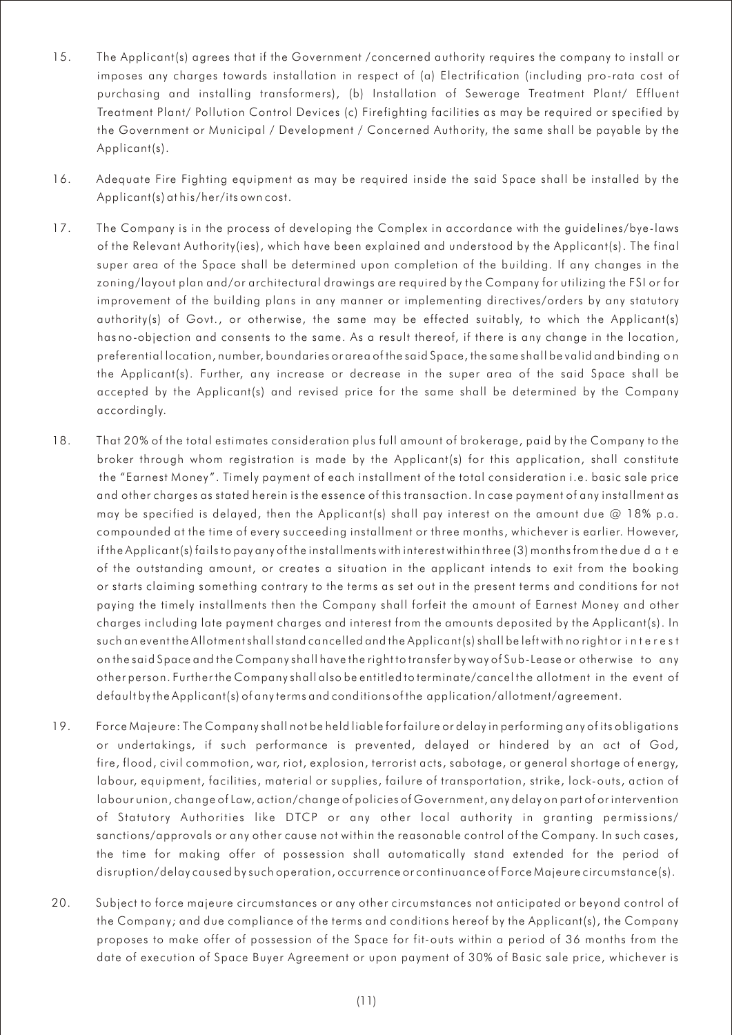15. The Applicant(s) agrees that if the Government /concerned authority requires the company to install or imposes any charges towards installation in respect of (a) Electrification (including pro-rata cost of purchasing and installing transformers), (b) Installation of Sewerage Treatment Plant/ Effluent Treatment Plant/ Pollution Control Devices (c) Firefighting facilities as may be required or specified by the Government or Municipal / Development / Concerned Authority, the same shall be payable by the Applicant(s).

16. Adequate Fire Fighting equipment as may be required inside the said Space shall be installed by the Applicant(s) at his/her/its own cost.

17. The Company is in the process of developing the Complex in accordance with the guidelines/bye-laws of the Relevant Authority(ies), which have been explained and understood by the Applicant(s). The final super area of the Space shall be determined upon completion of the building. If any changes in the zoning/layout plan and/or architectural drawings are required by the Company for utilizing the FSI or for improvement of the building plans in any manner or implementing directives/orders by any statutory authority(s) of Govt., or otherwise, the same may be effected suitably, to which the Applicant(s) has no-objection and consents to the same. As a result thereof, if there is any change in the location, preferential location, number, boundaries or area of the said Space, the same shall be valid and binding on the Applicant(s). Further, any increase or decrease in the super area of the said Space shall be accepted by the Applicant(s) and revised price for the same shall be determined by the Company accordingly.

18. That 20% of the total estimates consideration plus full amount of brokerage, paid by the Company to the broker through whom registration is made by the Applicant(s) for this application, shall constitute the "Earnest Money". Timely payment of each installment of the total consideration i.e. basic sale price and other charges as stated herein is the essence of this transaction. In case payment of any installment as may be specified is delayed, then the Applicant(s) shall pay interest on the amount due @ 18% p.a. compounded at the time of every succeeding installment or three months, whichever is earlier. However, if the Applicant(s) fails to pay any of the installments with interest within three (3) months from the due date of the outstanding amount, or creates a situation in the applicant intends to exit from the booking or starts claiming something contrary to the terms as set out in the present terms and conditions for not paying the timely installments then the Company shall forfeit the amount of Earnest Money and other charges including late payment charges and interest from the amounts deposited by the Applicant(s). In such an event the Allotment shall stand cancelled and the Applicant(s) shall be left with no right or interest on the said Space and the Company shall have the right to transfer by way of Sub-Lease or otherwise to any other person. Further the Company shall also be entitled to terminate/cancel the allotment in the event of default by the Applicant(s) of any terms and conditions of the application/allotment/agreement.

19. Force Majeure: The Company shall not be held liable for failure or delay in performing any of its obligations or undertakings, if such performance is prevented, delayed or hindered by an act of God, fire, flood, civil commotion, war, riot, explosion, terrorist acts, sabotage, or general shortage of energy, labour, equipment, facilities, material or supplies, failure of transportation, strike, lock-outs, action of labour union, change of Law, action/change of policies of Government, any delay on part of or intervention of Statutory Authorities like DTCP or any other local authority in granting permissions/ sanctions/approvals or any other cause not within the reasonable control of the Company. In such cases, the time for making offer of possession shall automatically stand extended for the period of disruption/delay caused by such operation, occurrence or continuance of Force Majeure circumstance(s).

20. Subject to force majeure circumstances or any other circumstances not anticipated or beyond control of the Company; and due compliance of the terms and conditions hereof by the Applicant(s), the Company proposes to make offer of possession of the Space for fit-outs within a period of 36 months from the date of execution of Space Buyer Agreement or upon payment of 30% of Basic sale price, whichever is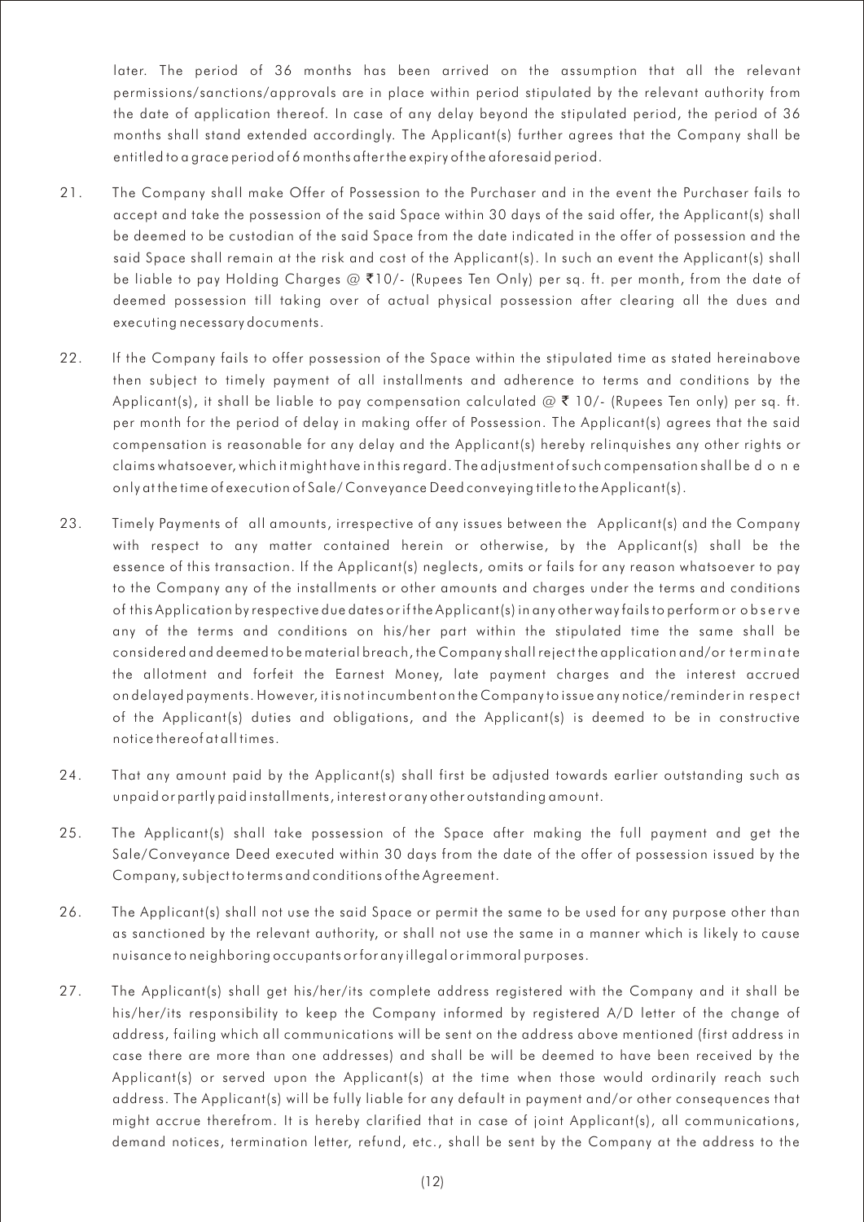later. The period of 36 months has been arrived on the assumption that all the relevant permissions/sanctions/approvals are in place within period stipulated by the relevant authority from the date of application thereof. In case of any delay beyond the stipulated period, the period of 36 months shall stand extended accordingly. The Applicant(s) further agrees that the Company shall be entitled to a grace period of 6 months after the expiry of the aforesaid period.

21. The Company shall make Offer of Possession to the Purchaser and in the event the Purchaser fails to accept and take the possession of the said Space within 30 days of the said offer, the Applicant(s) shall be deemed to be custodian of the said Space from the date indicated in the offer of possession and the said Space shall remain at the risk and cost of the Applicant(s). In such an event the Applicant(s) shall be liable to pay Holding Charges @ ₹10/- (Rupees Ten Only) per sq. ft. per month, from the date of deemed possession till taking over of actual physical possession after clearing all the dues and executing necessary documents.

22. If the Company fails to offer possession of the Space within the stipulated time as stated hereinabove then subject to timely payment of all installments and adherence to terms and conditions by the Applicant(s), it shall be liable to pay compensation calculated @ ₹ 10/- (Rupees Ten only) per sq. ft. per month for the period of delay in making offer of Possession. The Applicant(s) agrees that the said compensation is reasonable for any delay and the Applicant(s) hereby relinquishes any other rights or claims whatsoever, which it might have in this regard. The adjustment of such compensation shall be done only at the time of execution of Sale/ Conveyance Deed conveying title to the Applicant(s).

23. Timely Payments of all amounts, irrespective of any issues between the Applicant(s) and the Company with respect to any matter contained herein or otherwise, by the Applicant(s) shall be the essence of this transaction. If the Applicant(s) neglects, omits or fails for any reason whatsoever to pay to the Company any of the installments or other amounts and charges under the terms and conditions of this Application by respective due dates or if the Applicant(s) in any other way fails to perform or observe any of the terms and conditions on his/her part within the stipulated time the same shall be considered and deemed to be material breach, the Company shall reject the application and/or terminate the allotment and forfeit the Earnest Money, late payment charges and the interest accrued on delayed payments. However, it is not incumbent on the Company to issue any notice/reminder in respect of the Applicant(s) duties and obligations, and the Applicant(s) is deemed to be in constructive notice thereof at all times.

24. That any amount paid by the Applicant(s) shall first be adjusted towards earlier outstanding such as unpaid or partly paid installments, interest or any other outstanding amount.

25. The Applicant(s) shall take possession of the Space after making the full payment and get the Sale/Conveyance Deed executed within 30 days from the date of the offer of possession issued by the Company, subject to terms and conditions of the Agreement.

26. The Applicant(s) shall not use the said Space or permit the same to be used for any purpose other than as sanctioned by the relevant authority, or shall not use the same in a manner which is likely to cause nuisance to neighboring occupants or for any illegal or immoral purposes.

27. The Applicant(s) shall get his/her/its complete address registered with the Company and it shall be his/her/its responsibility to keep the Company informed by registered A/D letter of the change of address, failing which all communications will be sent on the address above mentioned (first address in case there are more than one addresses) and shall be will be deemed to have been received by the Applicant(s) or served upon the Applicant(s) at the time when those would ordinarily reach such address. The Applicant(s) will be fully liable for any default in payment and/or other consequences that might accrue therefrom. It is hereby clarified that in case of joint Applicant(s), all communications, demand notices, termination letter, refund, etc., shall be sent by the Company at the address to the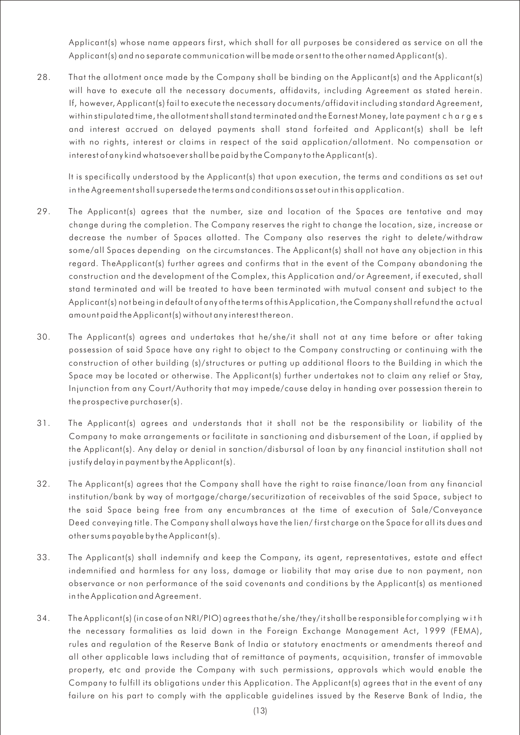Applicant(s) whose name appears first, which shall for all purposes be considered as service on all the Applicant(s) and no separate communication will be made or sent to the other named Applicant(s).

28. That the allotment once made by the Company shall be binding on the Applicant(s) and the Applicant(s) will have to execute all the necessary documents, affidavits, including Agreement as stated herein. If, however, Applicant(s) fail to execute the necessary documents/affidavit including standard Agreement, within stipulated time, the allotment shall stand terminated and the Earnest Money, late payment charges and interest accrued on delayed payments shall stand forfeited and Applicant(s) shall be left with no rights, interest or claims in respect of the said application/allotment. No compensation or interest of any kind whatsoever shall be paid by the Company to the Applicant(s).

   It is specifically understood by the Applicant(s) that upon execution, the terms and conditions as set out in the Agreement shall supersede the terms and conditions as set out in this application.

29. The Applicant(s) agrees that the number, size and location of the Spaces are tentative and may change during the completion. The Company reserves the right to change the location, size, increase or decrease the number of Spaces allotted. The Company also reserves the right to delete/withdraw some/all Spaces depending on the circumstances. The Applicant(s) shall not have any objection in this regard. TheApplicant(s) further agrees and confirms that in the event of the Company abandoning the construction and the development of the Complex, this Application and/or Agreement, if executed, shall stand terminated and will be treated to have been terminated with mutual consent and subject to the Applicant(s) not being in default of any of the terms of this Application, the Company shall refund the actual amount paid the Applicant(s) without any interest thereon.

30. The Applicant(s) agrees and undertakes that he/she/it shall not at any time before or after taking possession of said Space have any right to object to the Company constructing or continuing with the construction of other building (s)/structures or putting up additional floors to the Building in which the Space may be located or otherwise. The Applicant(s) further undertakes not to claim any relief or Stay, Injunction from any Court/Authority that may impede/cause delay in handing over possession therein to the prospective purchaser(s).

31. The Applicant(s) agrees and understands that it shall not be the responsibility or liability of the Company to make arrangements or facilitate in sanctioning and disbursement of the Loan, if applied by the Applicant(s). Any delay or denial in sanction/disbursal of loan by any financial institution shall not justify delay in payment by the Applicant(s).

32. The Applicant(s) agrees that the Company shall have the right to raise finance/loan from any financial institution/bank by way of mortgage/charge/securitization of receivables of the said Space, subject to the said Space being free from any encumbrances at the time of execution of Sale/Conveyance Deed conveying title. The Company shall always have the lien/ first charge on the Space for all its dues and other sums payable by the Applicant(s).

33. The Applicant(s) shall indemnify and keep the Company, its agent, representatives, estate and effect indemnified and harmless for any loss, damage or liability that may arise due to non payment, non observance or non performance of the said covenants and conditions by the Applicant(s) as mentioned in the Application and Agreement.

34. The Applicant(s) (in case of an NRI/PIO) agrees that he/she/they/it shall be responsible for complying with the necessary formalities as laid down in the Foreign Exchange Management Act, 1999 (FEMA), rules and regulation of the Reserve Bank of India or statutory enactments or amendments thereof and all other applicable laws including that of remittance of payments, acquisition, transfer of immovable property, etc and provide the Company with such permissions, approvals which would enable the Company to fulfill its obligations under this Application. The Applicant(s) agrees that in the event of any failure on his part to comply with the applicable guidelines issued by the Reserve Bank of India, the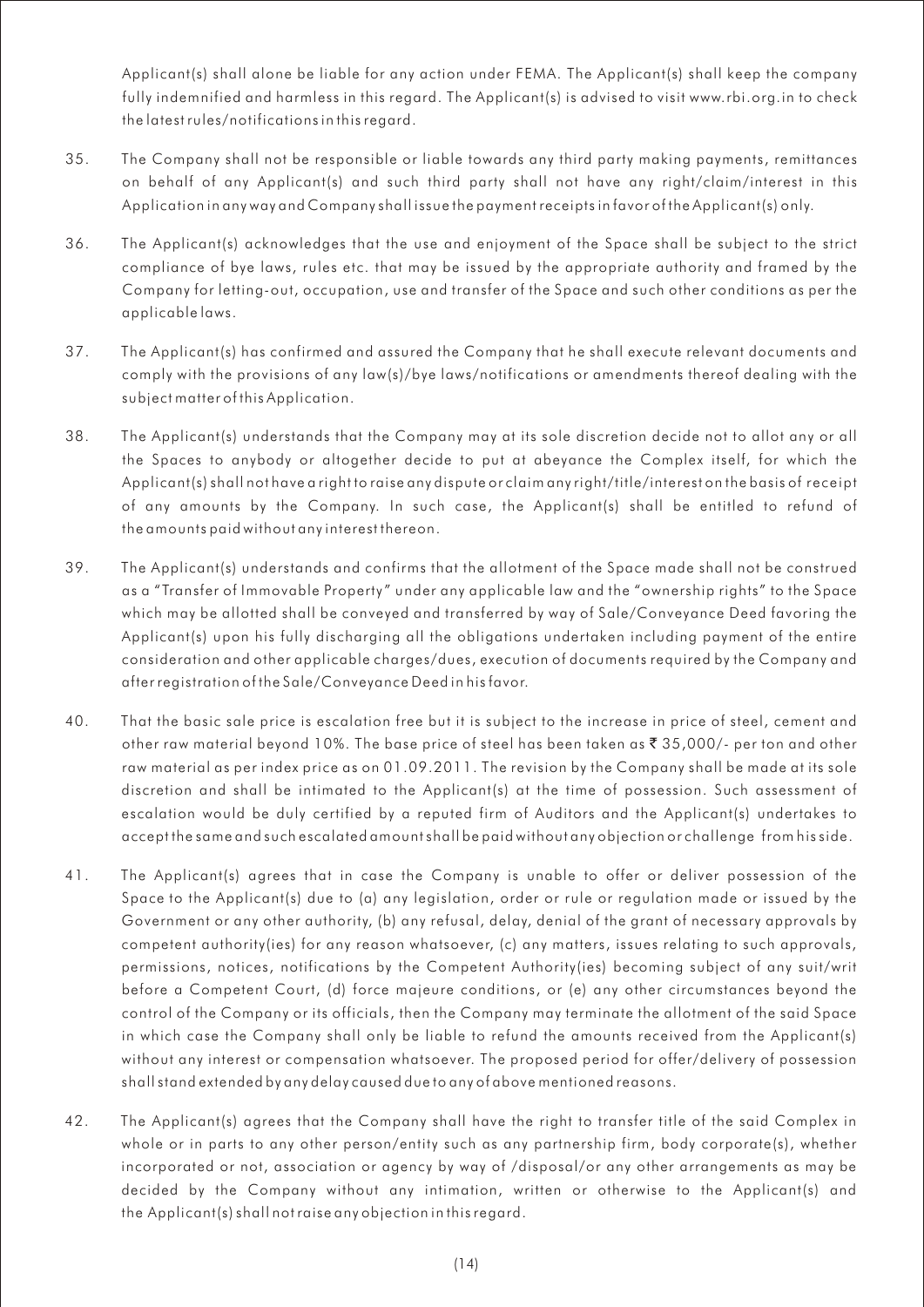Applicant(s) shall alone be liable for any action under FEMA. The Applicant(s) shall keep the company fully indemnified and harmless in this regard. The Applicant(s) is advised to visit www.rbi.org.in to check the latest rules/notifications in this regard.

35. The Company shall not be responsible or liable towards any third party making payments, remittances on behalf of any Applicant(s) and such third party shall not have any right/claim/interest in this Application in any way and Company shall issue the payment receipts in favor of the Applicant(s) only.

36. The Applicant(s) acknowledges that the use and enjoyment of the Space shall be subject to the strict compliance of bye laws, rules etc. that may be issued by the appropriate authority and framed by the Company for letting-out, occupation, use and transfer of the Space and such other conditions as per the applicable laws.

37. The Applicant(s) has confirmed and assured the Company that he shall execute relevant documents and comply with the provisions of any law(s)/bye laws/notifications or amendments thereof dealing with the subject matter of this Application.

38. The Applicant(s) understands that the Company may at its sole discretion decide not to allot any or all the Spaces to anybody or altogether decide to put at abeyance the Complex itself, for which the Applicant(s) shall not have a right to raise any dispute or claim any right/title/interest on the basis of receipt of any amounts by the Company. In such case, the Applicant(s) shall be entitled to refund of the amounts paid without any interest thereon.

39. The Applicant(s) understands and confirms that the allotment of the Space made shall not be construed as a "Transfer of Immovable Property" under any applicable law and the "ownership rights" to the Space which may be allotted shall be conveyed and transferred by way of Sale/Conveyance Deed favoring the Applicant(s) upon his fully discharging all the obligations undertaken including payment of the entire consideration and other applicable charges/dues, execution of documents required by the Company and after registration of the Sale/Conveyance Deed in his favor.

40. That the basic sale price is escalation free but it is subject to the increase in price of steel, cement and other raw material beyond 10%. The base price of steel has been taken as ₹ 35,000/- per ton and other raw material as per index price as on 01.09.2011. The revision by the Company shall be made at its sole discretion and shall be intimated to the Applicant(s) at the time of possession. Such assessment of escalation would be duly certified by a reputed firm of Auditors and the Applicant(s) undertakes to accept the same and such escalated amount shall be paid without any objection or challenge from his side.

41. The Applicant(s) agrees that in case the Company is unable to offer or deliver possession of the Space to the Applicant(s) due to (a) any legislation, order or rule or regulation made or issued by the Government or any other authority, (b) any refusal, delay, denial of the grant of necessary approvals by competent authority(ies) for any reason whatsoever, (c) any matters, issues relating to such approvals, permissions, notices, notifications by the Competent Authority(ies) becoming subject of any suit/writ before a Competent Court, (d) force majeure conditions, or (e) any other circumstances beyond the control of the Company or its officials, then the Company may terminate the allotment of the said Space in which case the Company shall only be liable to refund the amounts received from the Applicant(s) without any interest or compensation whatsoever. The proposed period for offer/delivery of possession shall stand extended by any delay caused due to any of above mentioned reasons.

42. The Applicant(s) agrees that the Company shall have the right to transfer title of the said Complex in whole or in parts to any other person/entity such as any partnership firm, body corporate(s), whether incorporated or not, association or agency by way of /disposal/or any other arrangements as may be decided by the Company without any intimation, written or otherwise to the Applicant(s) and the Applicant(s) shall not raise any objection in this regard.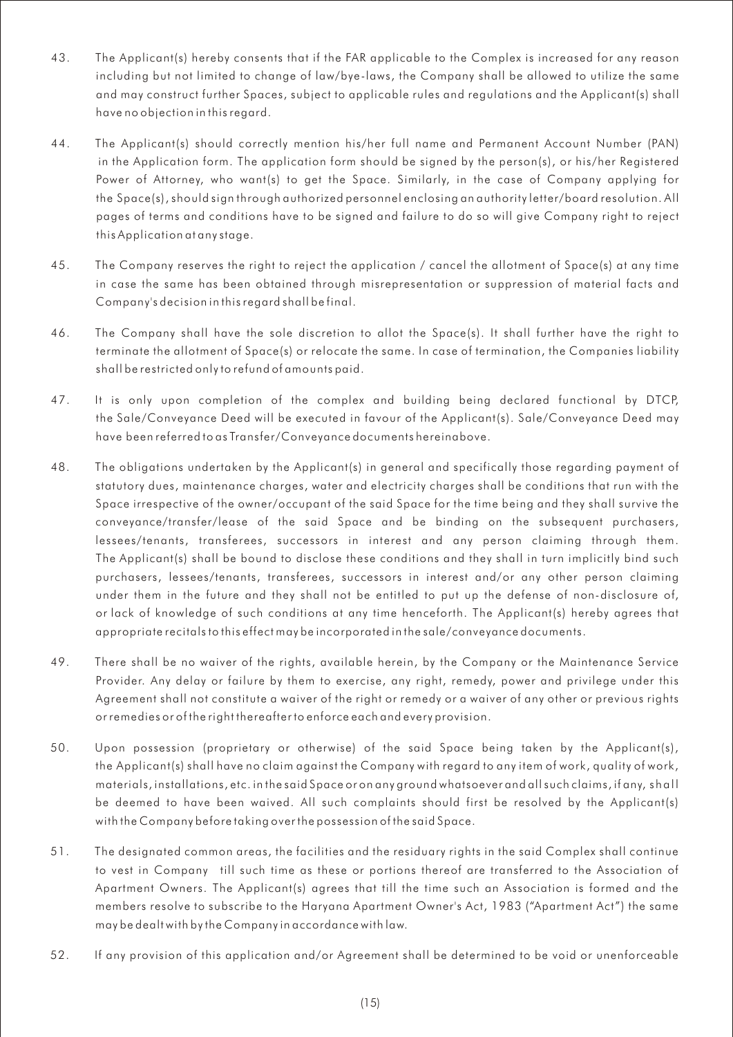43. The Applicant(s) hereby consents that if the FAR applicable to the Complex is increased for any reason including but not limited to change of law/bye-laws, the Company shall be allowed to utilize the same and may construct further Spaces, subject to applicable rules and regulations and the Applicant(s) shall have no objection in this regard.

44. The Applicant(s) should correctly mention his/her full name and Permanent Account Number (PAN) in the Application form. The application form should be signed by the person(s), or his/her Registered Power of Attorney, who want(s) to get the Space. Similarly, in the case of Company applying for the Space(s), should sign through authorized personnel enclosing an authority letter/board resolution. All pages of terms and conditions have to be signed and failure to do so will give Company right to reject this Application at any stage.

45. The Company reserves the right to reject the application / cancel the allotment of Space(s) at any time in case the same has been obtained through misrepresentation or suppression of material facts and Company's decision in this regard shall be final.

46. The Company shall have the sole discretion to allot the Space(s). It shall further have the right to terminate the allotment of Space(s) or relocate the same. In case of termination, the Companies liability shall be restricted only to refund of amounts paid.

47. It is only upon completion of the complex and building being declared functional by DTCP, the Sale/Conveyance Deed will be executed in favour of the Applicant(s). Sale/Conveyance Deed may have been referred to as Transfer/Conveyance documents hereinabove.

48. The obligations undertaken by the Applicant(s) in general and specifically those regarding payment of statutory dues, maintenance charges, water and electricity charges shall be conditions that run with the Space irrespective of the owner/occupant of the said Space for the time being and they shall survive the conveyance/transfer/lease of the said Space and be binding on the subsequent purchasers, lessees/tenants, transferees, successors in interest and any person claiming through them. The Applicant(s) shall be bound to disclose these conditions and they shall in turn implicitly bind such purchasers, lessees/tenants, transferees, successors in interest and/or any other person claiming under them in the future and they shall not be entitled to put up the defense of non-disclosure of, or lack of knowledge of such conditions at any time henceforth. The Applicant(s) hereby agrees that appropriate recitals to this effect may be incorporated in the sale/conveyance documents.

49. There shall be no waiver of the rights, available herein, by the Company or the Maintenance Service Provider. Any delay or failure by them to exercise, any right, remedy, power and privilege under this Agreement shall not constitute a waiver of the right or remedy or a waiver of any other or previous rights or remedies or of the right thereafter to enforce each and every provision.

50. Upon possession (proprietary or otherwise) of the said Space being taken by the Applicant(s), the Applicant(s) shall have no claim against the Company with regard to any item of work, quality of work, materials, installations, etc. in the said Space or on any ground whatsoever and all such claims, if any, shall be deemed to have been waived. All such complaints should first be resolved by the Applicant(s) with the Company before taking over the possession of the said Space.

51. The designated common areas, the facilities and the residuary rights in the said Complex shall continue to vest in Company till such time as these or portions thereof are transferred to the Association of Apartment Owners. The Applicant(s) agrees that till the time such an Association is formed and the members resolve to subscribe to the Haryana Apartment Owner's Act, 1983 ("Apartment Act") the same may be dealt with by the Company in accordance with law.

52. If any provision of this application and/or Agreement shall be determined to be void or unenforceable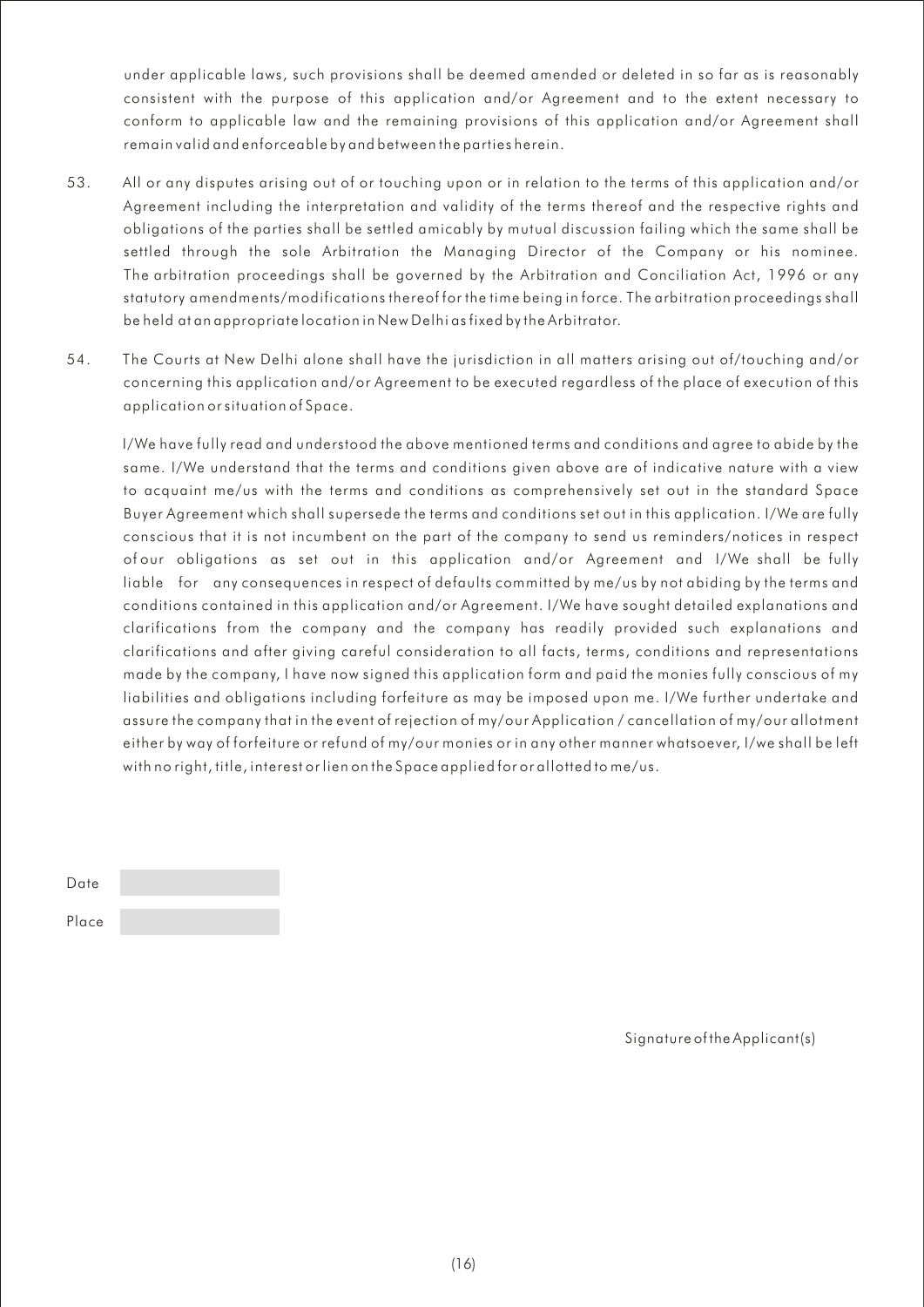under applicable laws, such provisions shall be deemed amended or deleted in so far as is reasonably consistent with the purpose of this application and/or Agreement and to the extent necessary to conform to applicable law and the remaining provisions of this application and/or Agreement shall remain valid and enforceable by and between the parties herein.

53. All or any disputes arising out of or touching upon or in relation to the terms of this application and/or Agreement including the interpretation and validity of the terms thereof and the respective rights and obligations of the parties shall be settled amicably by mutual discussion failing which the same shall be settled through the sole Arbitration the Managing Director of the Company or his nominee. The arbitration proceedings shall be governed by the Arbitration and Conciliation Act, 1996 or any statutory amendments/modifications thereof for the time being in force. The arbitration proceedings shall be held at an appropriate location in New Delhi as fixed by the Arbitrator.

54. The Courts at New Delhi alone shall have the jurisdiction in all matters arising out of/touching and/or concerning this application and/or Agreement to be executed regardless of the place of execution of this application or situation of Space.

I/We have fully read and understood the above mentioned terms and conditions and agree to abide by the same. I/We understand that the terms and conditions given above are of indicative nature with a view to acquaint me/us with the terms and conditions as comprehensively set out in the standard Space Buyer Agreement which shall supersede the terms and conditions set out in this application. I/We are fully conscious that it is not incumbent on the part of the company to send us reminders/notices in respect of our obligations as set out in this application and/or Agreement and I/We shall be fully liable for any consequences in respect of defaults committed by me/us by not abiding by the terms and conditions contained in this application and/or Agreement. I/We have sought detailed explanations and clarifications from the company and the company has readily provided such explanations and clarifications and after giving careful consideration to all facts, terms, conditions and representations made by the company, I have now signed this application form and paid the monies fully conscious of my liabilities and obligations including forfeiture as may be imposed upon me. I/We further undertake and assure the company that in the event of rejection of my/our Application / cancellation of my/our allotment either by way of forfeiture or refund of my/our monies or in any other manner whatsoever, I/we shall be left with no right, title, interest or lien on the Space applied for or allotted to me/us.

Date

Place

Signature of the Applicant(s)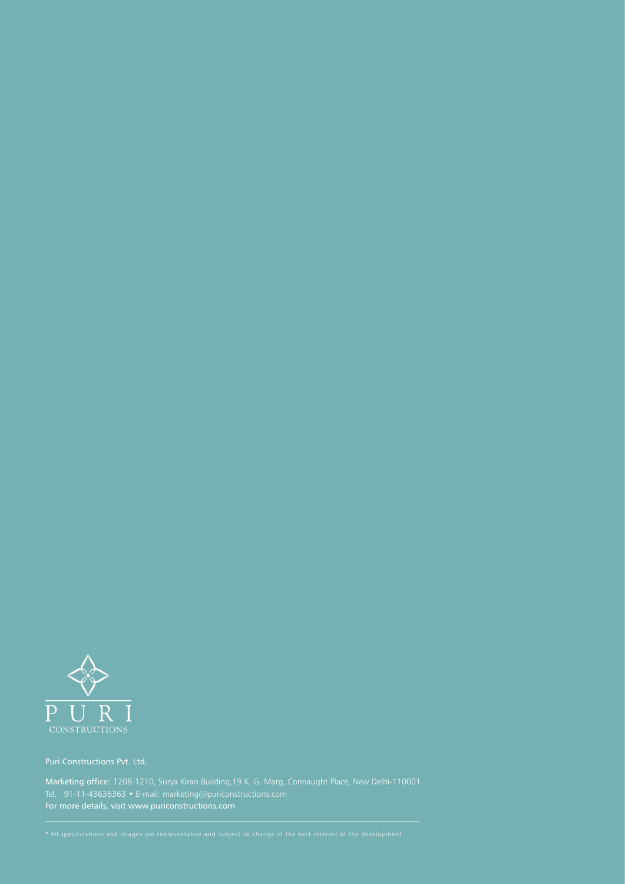PURI
CONSTRUCTIONS

Puri Constructions Pvt. Ltd.

Marketing office: 1208-1210, Surya Kiran Building,19 K. G. Marg, Connaught Place, New Delhi-110001
Tel.: 91-11-43636363 • E-mail: marketing@puriconstructions.com
For more details, visit www.puriconstructions.com

* All specifications and images are representative and subject to change in the best interest of the development.